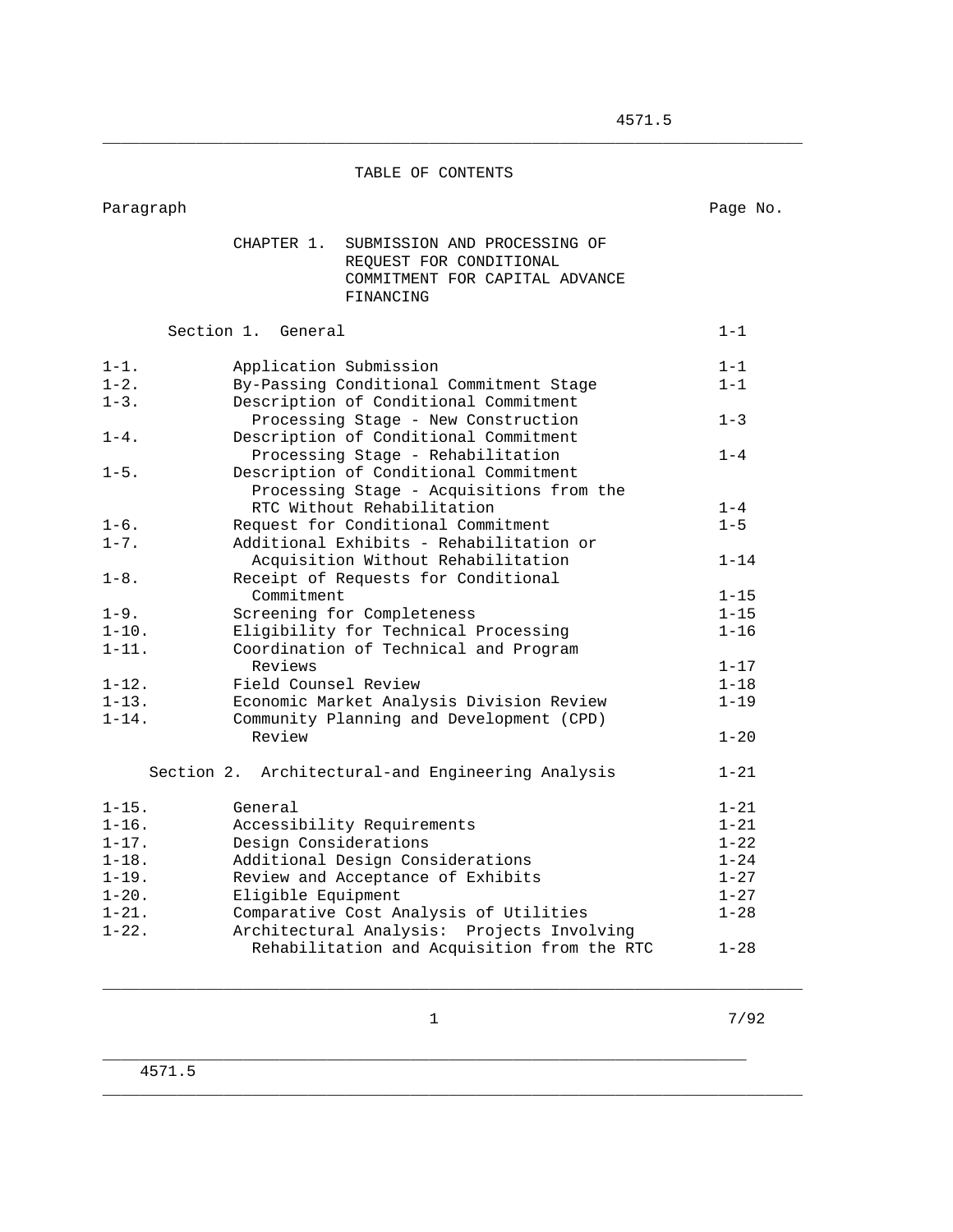# TABLE OF CONTENTS

| Paragraph | | Page No. |
|---|---|---|
| | **CHAPTER 1. SUBMISSION AND PROCESSING OF REQUEST FOR CONDITIONAL COMMITMENT FOR CAPITAL ADVANCE FINANCING** | |
| | **Section 1. General** | 1-1 |
| 1-1. | Application Submission | 1-1 |
| 1-2. | By-Passing Conditional Commitment Stage | 1-1 |
| 1-3. | Description of Conditional Commitment Processing Stage - New Construction | 1-3 |
| 1-4. | Description of Conditional Commitment Processing Stage - Rehabilitation | 1-4 |
| 1-5. | Description of Conditional Commitment Processing Stage - Acquisitions from the RTC Without Rehabilitation | 1-4 |
| 1-6. | Request for Conditional Commitment | 1-5 |
| 1-7. | Additional Exhibits - Rehabilitation or Acquisition Without Rehabilitation | 1-14 |
| 1-8. | Receipt of Requests for Conditional Commitment | 1-15 |
| 1-9. | Screening for Completeness | 1-15 |
| 1-10. | Eligibility for Technical Processing | 1-16 |
| 1-11. | Coordination of Technical and Program Reviews | 1-17 |
| 1-12. | Field Counsel Review | 1-18 |
| 1-13. | Economic Market Analysis Division Review | 1-19 |
| 1-14. | Community Planning and Development (CPD) Review | 1-20 |
| | **Section 2. Architectural-and Engineering Analysis** | 1-21 |
| 1-15. | General | 1-21 |
| 1-16. | Accessibility Requirements | 1-21 |
| 1-17. | Design Considerations | 1-22 |
| 1-18. | Additional Design Considerations | 1-24 |
| 1-19. | Review and Acceptance of Exhibits | 1-27 |
| 1-20. | Eligible Equipment | 1-27 |
| 1-21. | Comparative Cost Analysis of Utilities | 1-28 |
| 1-22. | Architectural Analysis: Projects Involving Rehabilitation and Acquisition from the RTC | 1-28 |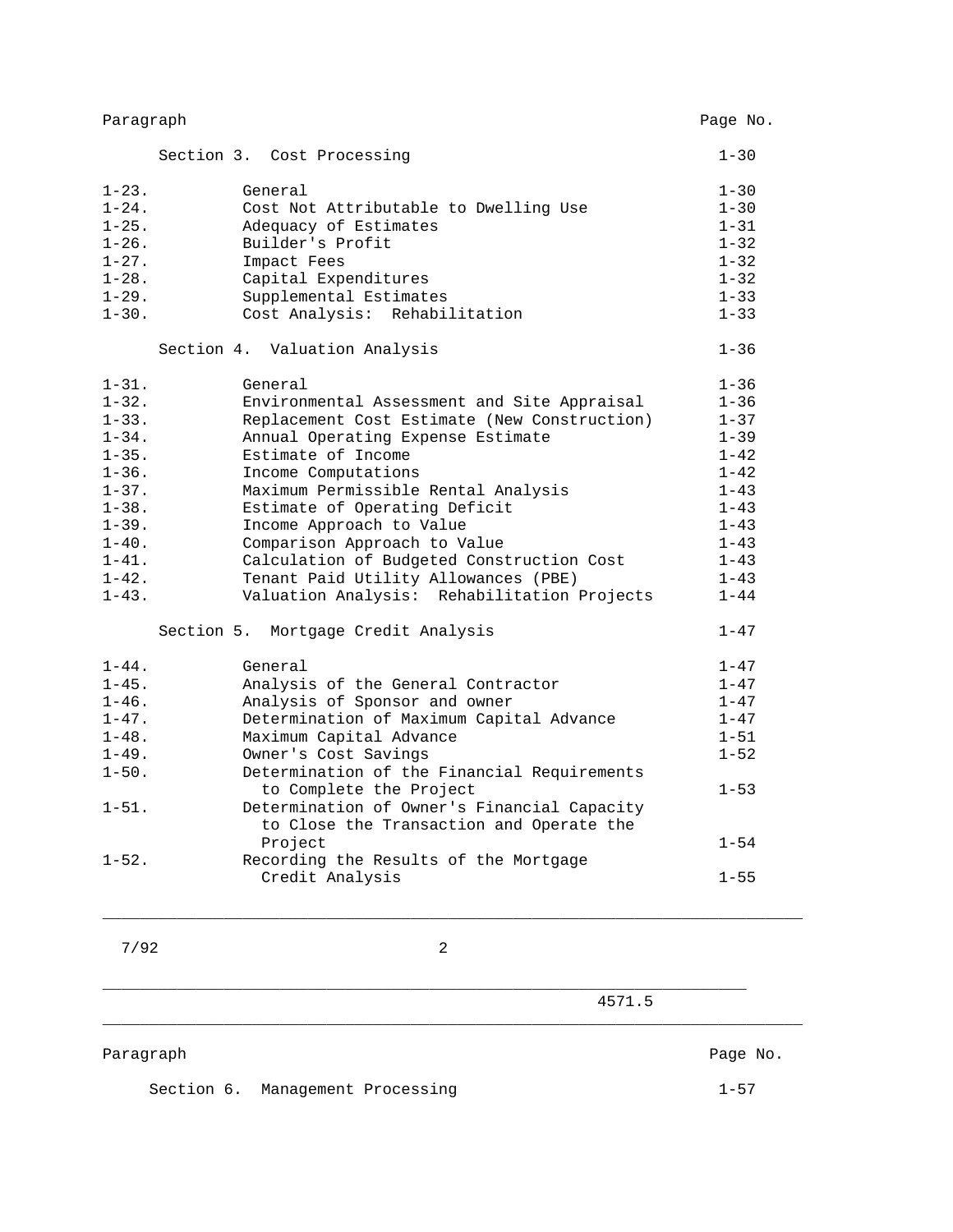| Paragraph | | Page No. |
|---|---|---|
| | **Section 3. Cost Processing** | 1-30 |
| 1-23. | General | 1-30 |
| 1-24. | Cost Not Attributable to Dwelling Use | 1-30 |
| 1-25. | Adequacy of Estimates | 1-31 |
| 1-26. | Builder's Profit | 1-32 |
| 1-27. | Impact Fees | 1-32 |
| 1-28. | Capital Expenditures | 1-32 |
| 1-29. | Supplemental Estimates | 1-33 |
| 1-30. | Cost Analysis: Rehabilitation | 1-33 |
| | **Section 4. Valuation Analysis** | 1-36 |
| 1-31. | General | 1-36 |
| 1-32. | Environmental Assessment and Site Appraisal | 1-36 |
| 1-33. | Replacement Cost Estimate (New Construction) | 1-37 |
| 1-34. | Annual Operating Expense Estimate | 1-39 |
| 1-35. | Estimate of Income | 1-42 |
| 1-36. | Income Computations | 1-42 |
| 1-37. | Maximum Permissible Rental Analysis | 1-43 |
| 1-38. | Estimate of Operating Deficit | 1-43 |
| 1-39. | Income Approach to Value | 1-43 |
| 1-40. | Comparison Approach to Value | 1-43 |
| 1-41. | Calculation of Budgeted Construction Cost | 1-43 |
| 1-42. | Tenant Paid Utility Allowances (PBE) | 1-43 |
| 1-43. | Valuation Analysis: Rehabilitation Projects | 1-44 |
| | **Section 5. Mortgage Credit Analysis** | 1-47 |
| 1-44. | General | 1-47 |
| 1-45. | Analysis of the General Contractor | 1-47 |
| 1-46. | Analysis of Sponsor and owner | 1-47 |
| 1-47. | Determination of Maximum Capital Advance | 1-47 |
| 1-48. | Maximum Capital Advance | 1-51 |
| 1-49. | Owner's Cost Savings | 1-52 |
| 1-50. | Determination of the Financial Requirements to Complete the Project | 1-53 |
| 1-51. | Determination of Owner's Financial Capacity to Close the Transaction and Operate the Project | 1-54 |
| 1-52. | Recording the Results of the Mortgage Credit Analysis | 1-55 |

| Paragraph | | Page No. |
|---|---|---|
| | **Section 6. Management Processing** | 1-57 |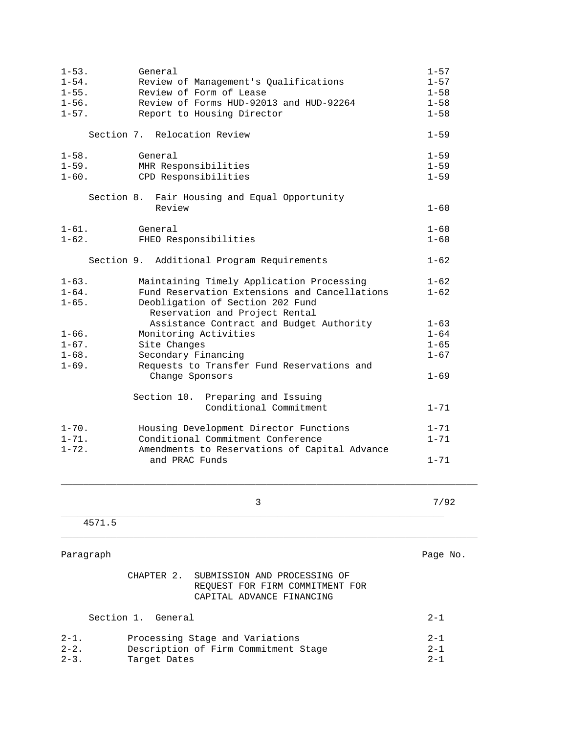| Paragraph | | Page No. |
|---|---|---|
| 1-53. | General | 1-57 |
| 1-54. | Review of Management's Qualifications | 1-57 |
| 1-55. | Review of Form of Lease | 1-58 |
| 1-56. | Review of Forms HUD-92013 and HUD-92264 | 1-58 |
| 1-57. | Report to Housing Director | 1-58 |
| | **Section 7. Relocation Review** | 1-59 |
| 1-58. | General | 1-59 |
| 1-59. | MHR Responsibilities | 1-59 |
| 1-60. | CPD Responsibilities | 1-59 |
| | **Section 8. Fair Housing and Equal Opportunity Review** | 1-60 |
| 1-61. | General | 1-60 |
| 1-62. | FHEO Responsibilities | 1-60 |
| | **Section 9. Additional Program Requirements** | 1-62 |
| 1-63. | Maintaining Timely Application Processing | 1-62 |
| 1-64. | Fund Reservation Extensions and Cancellations | 1-62 |
| 1-65. | Deobligation of Section 202 Fund Reservation and Project Rental Assistance Contract and Budget Authority | 1-63 |
| 1-66. | Monitoring Activities | 1-64 |
| 1-67. | Site Changes | 1-65 |
| 1-68. | Secondary Financing | 1-67 |
| 1-69. | Requests to Transfer Fund Reservations and Change Sponsors | 1-69 |
| | **Section 10. Preparing and Issuing Conditional Commitment** | 1-71 |
| 1-70. | Housing Development Director Functions | 1-71 |
| 1-71. | Conditional Commitment Conference | 1-71 |
| 1-72. | Amendments to Reservations of Capital Advance and PRAC Funds | 1-71 |

## CHAPTER 2. SUBMISSION AND PROCESSING OF REQUEST FOR FIRM COMMITMENT FOR CAPITAL ADVANCE FINANCING

| Paragraph | | Page No. |
|---|---|---|
| | **Section 1. General** | 2-1 |
| 2-1. | Processing Stage and Variations | 2-1 |
| 2-2. | Description of Firm Commitment Stage | 2-1 |
| 2-3. | Target Dates | 2-1 |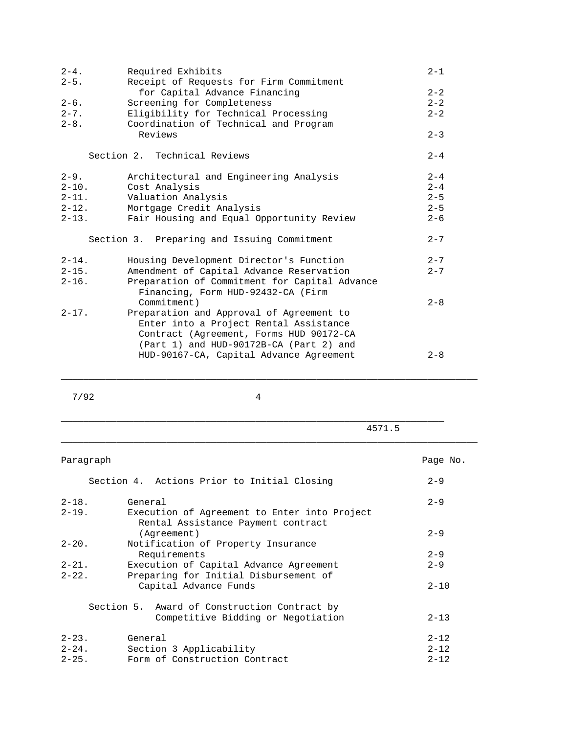| | | |
|---|---|---|
| 2-4. | Required Exhibits | 2-1 |
| 2-5. | Receipt of Requests for Firm Commitment for Capital Advance Financing | 2-2 |
| 2-6. | Screening for Completeness | 2-2 |
| 2-7. | Eligibility for Technical Processing | 2-2 |
| 2-8. | Coordination of Technical and Program Reviews | 2-3 |
| | **Section 2. Technical Reviews** | 2-4 |
| 2-9. | Architectural and Engineering Analysis | 2-4 |
| 2-10. | Cost Analysis | 2-4 |
| 2-11. | Valuation Analysis | 2-5 |
| 2-12. | Mortgage Credit Analysis | 2-5 |
| 2-13. | Fair Housing and Equal Opportunity Review | 2-6 |
| | **Section 3. Preparing and Issuing Commitment** | 2-7 |
| 2-14. | Housing Development Director's Function | 2-7 |
| 2-15. | Amendment of Capital Advance Reservation | 2-7 |
| 2-16. | Preparation of Commitment for Capital Advance Financing, Form HUD-92432-CA (Firm Commitment) | 2-8 |
| 2-17. | Preparation and Approval of Agreement to Enter into a Project Rental Assistance Contract (Agreement, Forms HUD 90172-CA (Part 1) and HUD-90172B-CA (Part 2) and HUD-90167-CA, Capital Advance Agreement | 2-8 |

| Paragraph | | Page No. |
|---|---|---|
| | **Section 4. Actions Prior to Initial Closing** | 2-9 |
| 2-18. | General | 2-9 |
| 2-19. | Execution of Agreement to Enter into Project Rental Assistance Payment contract (Agreement) | 2-9 |
| 2-20. | Notification of Property Insurance Requirements | 2-9 |
| 2-21. | Execution of Capital Advance Agreement | 2-9 |
| 2-22. | Preparing for Initial Disbursement of Capital Advance Funds | 2-10 |
| | **Section 5. Award of Construction Contract by Competitive Bidding or Negotiation** | 2-13 |
| 2-23. | General | 2-12 |
| 2-24. | Section 3 Applicability | 2-12 |
| 2-25. | Form of Construction Contract | 2-12 |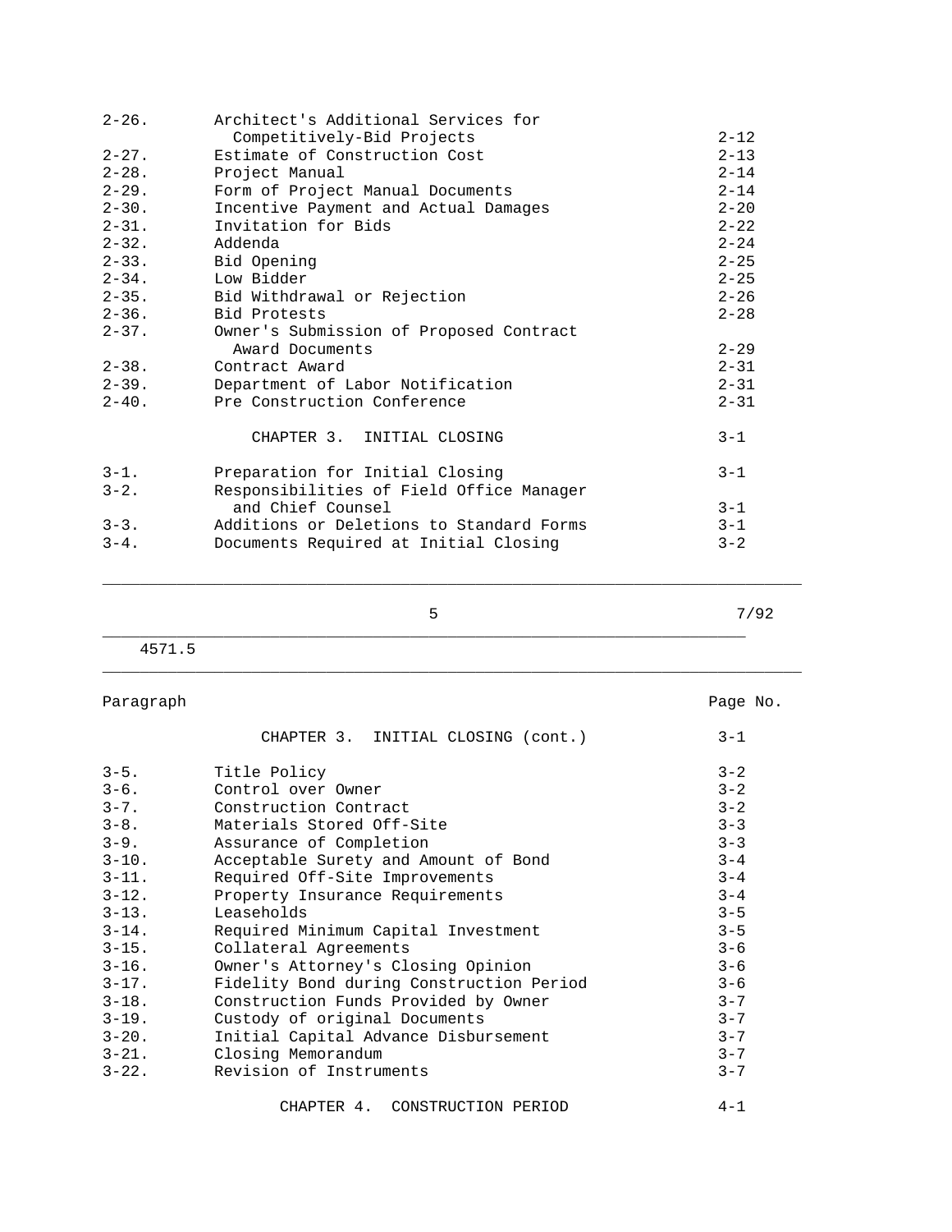| Paragraph | | Page No. |
|---|---|---|
| 2-26. | Architect's Additional Services for Competitively-Bid Projects | 2-12 |
| 2-27. | Estimate of Construction Cost | 2-13 |
| 2-28. | Project Manual | 2-14 |
| 2-29. | Form of Project Manual Documents | 2-14 |
| 2-30. | Incentive Payment and Actual Damages | 2-20 |
| 2-31. | Invitation for Bids | 2-22 |
| 2-32. | Addenda | 2-24 |
| 2-33. | Bid Opening | 2-25 |
| 2-34. | Low Bidder | 2-25 |
| 2-35. | Bid Withdrawal or Rejection | 2-26 |
| 2-36. | Bid Protests | 2-28 |
| 2-37. | Owner's Submission of Proposed Contract Award Documents | 2-29 |
| 2-38. | Contract Award | 2-31 |
| 2-39. | Department of Labor Notification | 2-31 |
| 2-40. | Pre Construction Conference | 2-31 |
| | **CHAPTER 3. INITIAL CLOSING** | 3-1 |
| 3-1. | Preparation for Initial Closing | 3-1 |
| 3-2. | Responsibilities of Field Office Manager and Chief Counsel | 3-1 |
| 3-3. | Additions or Deletions to Standard Forms | 3-1 |
| 3-4. | Documents Required at Initial Closing | 3-2 |

4571.5

| Paragraph | | Page No. |
|---|---|---|
| | **CHAPTER 3. INITIAL CLOSING (cont.)** | 3-1 |
| 3-5. | Title Policy | 3-2 |
| 3-6. | Control over Owner | 3-2 |
| 3-7. | Construction Contract | 3-2 |
| 3-8. | Materials Stored Off-Site | 3-3 |
| 3-9. | Assurance of Completion | 3-3 |
| 3-10. | Acceptable Surety and Amount of Bond | 3-4 |
| 3-11. | Required Off-Site Improvements | 3-4 |
| 3-12. | Property Insurance Requirements | 3-4 |
| 3-13. | Leaseholds | 3-5 |
| 3-14. | Required Minimum Capital Investment | 3-5 |
| 3-15. | Collateral Agreements | 3-6 |
| 3-16. | Owner's Attorney's Closing Opinion | 3-6 |
| 3-17. | Fidelity Bond during Construction Period | 3-6 |
| 3-18. | Construction Funds Provided by Owner | 3-7 |
| 3-19. | Custody of original Documents | 3-7 |
| 3-20. | Initial Capital Advance Disbursement | 3-7 |
| 3-21. | Closing Memorandum | 3-7 |
| 3-22. | Revision of Instruments | 3-7 |
| | **CHAPTER 4. CONSTRUCTION PERIOD** | 4-1 |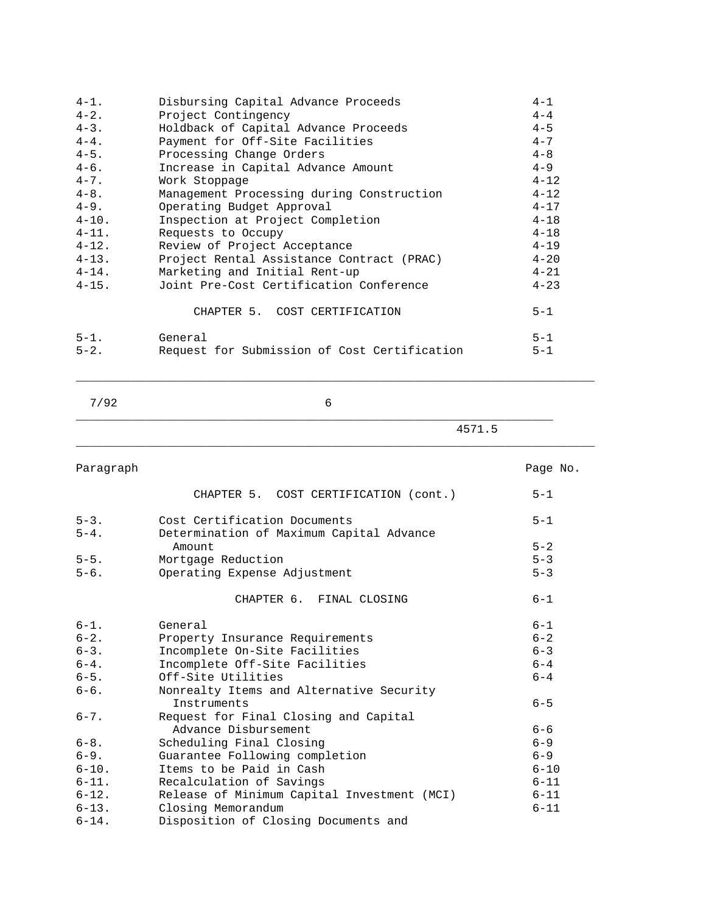| Paragraph | | Page No. |
|---|---|---|
| 4-1. | Disbursing Capital Advance Proceeds | 4-1 |
| 4-2. | Project Contingency | 4-4 |
| 4-3. | Holdback of Capital Advance Proceeds | 4-5 |
| 4-4. | Payment for Off-Site Facilities | 4-7 |
| 4-5. | Processing Change Orders | 4-8 |
| 4-6. | Increase in Capital Advance Amount | 4-9 |
| 4-7. | Work Stoppage | 4-12 |
| 4-8. | Management Processing during Construction | 4-12 |
| 4-9. | Operating Budget Approval | 4-17 |
| 4-10. | Inspection at Project Completion | 4-18 |
| 4-11. | Requests to Occupy | 4-18 |
| 4-12. | Review of Project Acceptance | 4-19 |
| 4-13. | Project Rental Assistance Contract (PRAC) | 4-20 |
| 4-14. | Marketing and Initial Rent-up | 4-21 |
| 4-15. | Joint Pre-Cost Certification Conference | 4-23 |
| | **CHAPTER 5. COST CERTIFICATION** | 5-1 |
| 5-1. | General | 5-1 |
| 5-2. | Request for Submission of Cost Certification | 5-1 |
| | **CHAPTER 5. COST CERTIFICATION (cont.)** | 5-1 |
| 5-3. | Cost Certification Documents | 5-1 |
| 5-4. | Determination of Maximum Capital Advance Amount | 5-2 |
| 5-5. | Mortgage Reduction | 5-3 |
| 5-6. | Operating Expense Adjustment | 5-3 |
| | **CHAPTER 6. FINAL CLOSING** | 6-1 |
| 6-1. | General | 6-1 |
| 6-2. | Property Insurance Requirements | 6-2 |
| 6-3. | Incomplete On-Site Facilities | 6-3 |
| 6-4. | Incomplete Off-Site Facilities | 6-4 |
| 6-5. | Off-Site Utilities | 6-4 |
| 6-6. | Nonrealty Items and Alternative Security Instruments | 6-5 |
| 6-7. | Request for Final Closing and Capital Advance Disbursement | 6-6 |
| 6-8. | Scheduling Final Closing | 6-9 |
| 6-9. | Guarantee Following completion | 6-9 |
| 6-10. | Items to be Paid in Cash | 6-10 |
| 6-11. | Recalculation of Savings | 6-11 |
| 6-12. | Release of Minimum Capital Investment (MCI) | 6-11 |
| 6-13. | Closing Memorandum | 6-11 |
| 6-14. | Disposition of Closing Documents and | |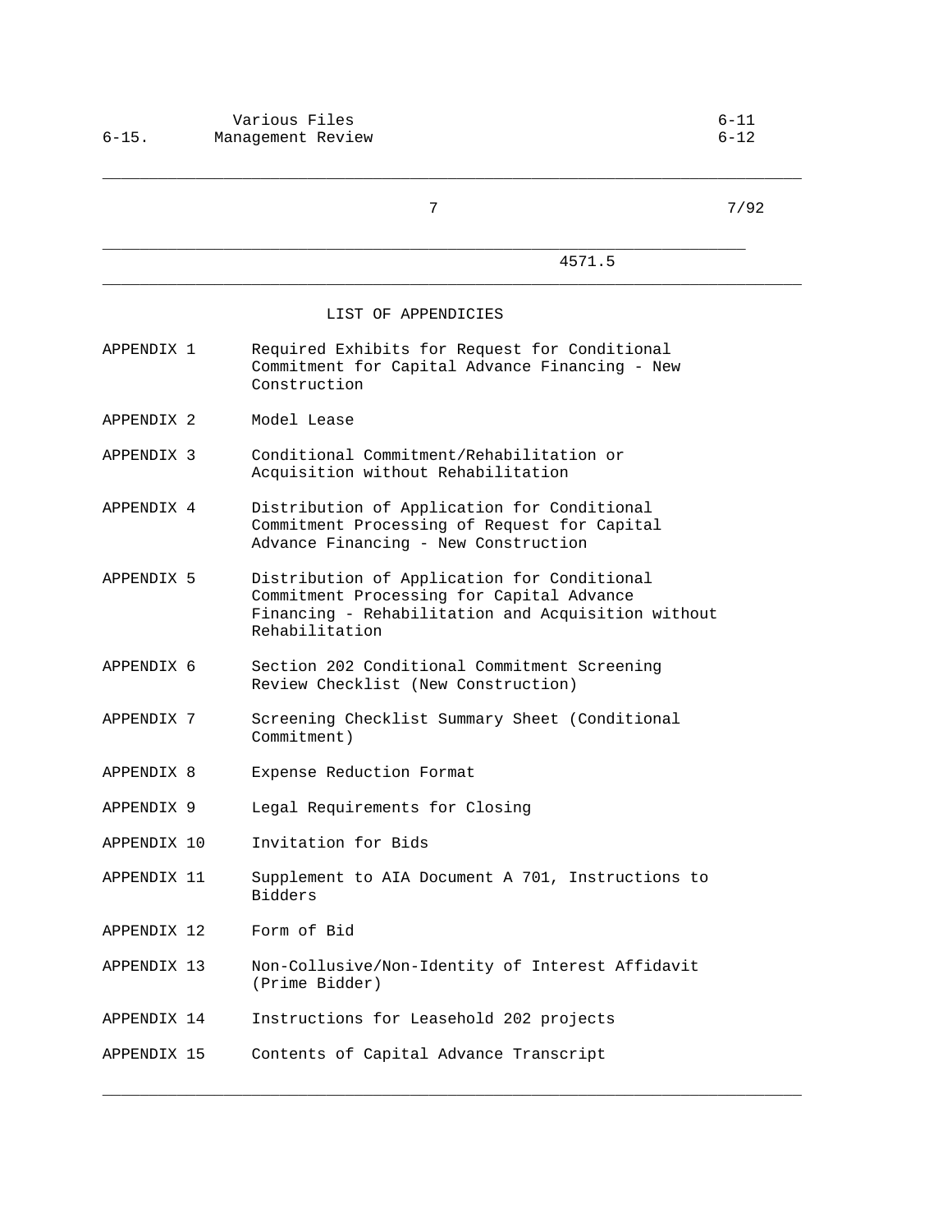|  | Various Files | 6-11 |
| --- | --- | --- |
| 6-15. | Management Review | 6-12 |

## LIST OF APPENDICIES

| | |
| --- | --- |
| APPENDIX 1 | Required Exhibits for Request for Conditional Commitment for Capital Advance Financing - New Construction |
| APPENDIX 2 | Model Lease |
| APPENDIX 3 | Conditional Commitment/Rehabilitation or Acquisition without Rehabilitation |
| APPENDIX 4 | Distribution of Application for Conditional Commitment Processing of Request for Capital Advance Financing - New Construction |
| APPENDIX 5 | Distribution of Application for Conditional Commitment Processing for Capital Advance Financing - Rehabilitation and Acquisition without Rehabilitation |
| APPENDIX 6 | Section 202 Conditional Commitment Screening Review Checklist (New Construction) |
| APPENDIX 7 | Screening Checklist Summary Sheet (Conditional Commitment) |
| APPENDIX 8 | Expense Reduction Format |
| APPENDIX 9 | Legal Requirements for Closing |
| APPENDIX 10 | Invitation for Bids |
| APPENDIX 11 | Supplement to AIA Document A 701, Instructions to Bidders |
| APPENDIX 12 | Form of Bid |
| APPENDIX 13 | Non-Collusive/Non-Identity of Interest Affidavit (Prime Bidder) |
| APPENDIX 14 | Instructions for Leasehold 202 projects |
| APPENDIX 15 | Contents of Capital Advance Transcript |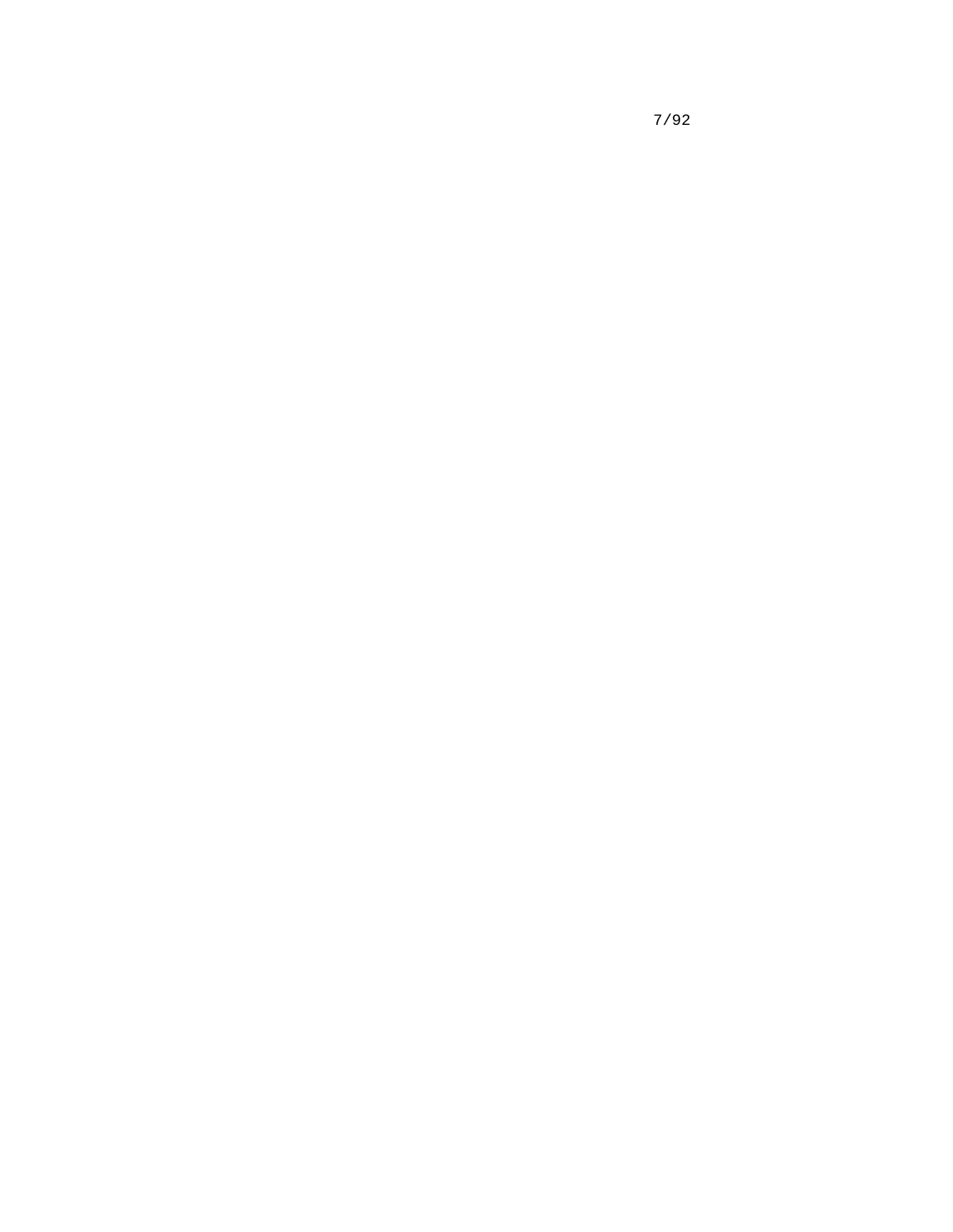7/92